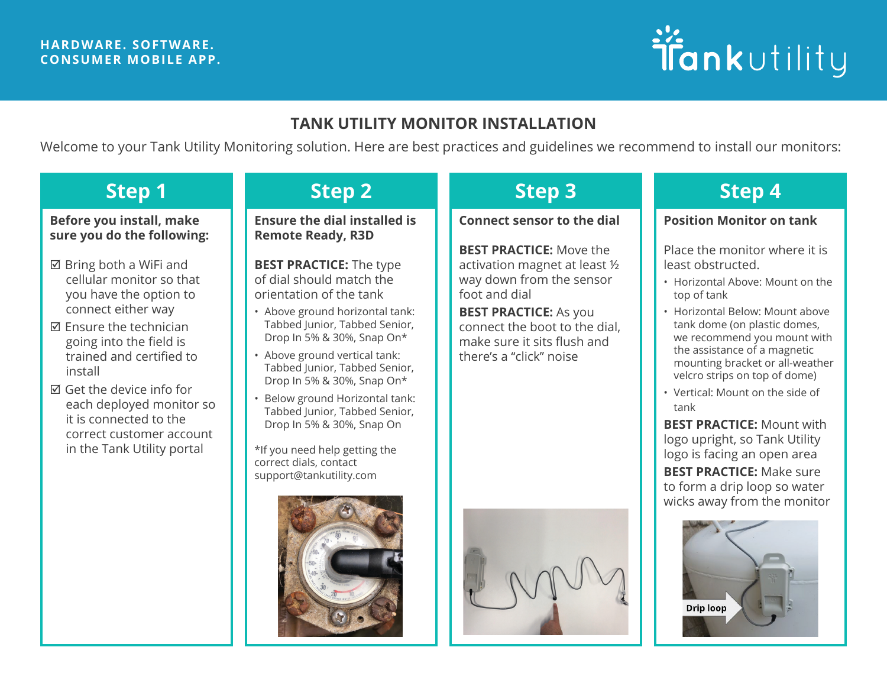HARDWARE. SOFTWARE.
CONSUMER MOBILE APP.

Tank utility

# TANK UTILITY MONITOR INSTALLATION

Welcome to your Tank Utility Monitoring solution. Here are best practices and guidelines we recommend to install our monitors:

## Step 1

**Before you install, make sure you do the following:**

- ☑ Bring both a WiFi and cellular monitor so that you have the option to connect either way
- ☑ Ensure the technician going into the field is trained and certified to install
- ☑ Get the device info for each deployed monitor so it is connected to the correct customer account in the Tank Utility portal

## Step 2

**Ensure the dial installed is Remote Ready, R3D**

**BEST PRACTICE:** The type of dial should match the orientation of the tank

- Above ground horizontal tank: Tabbed Junior, Tabbed Senior, Drop In 5% & 30%, Snap On*
- Above ground vertical tank: Tabbed Junior, Tabbed Senior, Drop In 5% & 30%, Snap On*
- Below ground Horizontal tank: Tabbed Junior, Tabbed Senior, Drop In 5% & 30%, Snap On

*If you need help getting the correct dials, contact support@tankutility.com

## Step 3

**Connect sensor to the dial**

**BEST PRACTICE:** Move the activation magnet at least ½ way down from the sensor foot and dial

**BEST PRACTICE:** As you connect the boot to the dial, make sure it sits flush and there's a "click" noise

## Step 4

**Position Monitor on tank**

Place the monitor where it is least obstructed.

- Horizontal Above: Mount on the top of tank
- Horizontal Below: Mount above tank dome (on plastic domes, we recommend you mount with the assistance of a magnetic mounting bracket or all-weather velcro strips on top of dome)
- Vertical: Mount on the side of tank

**BEST PRACTICE:** Mount with logo upright, so Tank Utility logo is facing an open area

**BEST PRACTICE:** Make sure to form a drip loop so water wicks away from the monitor

Drip loop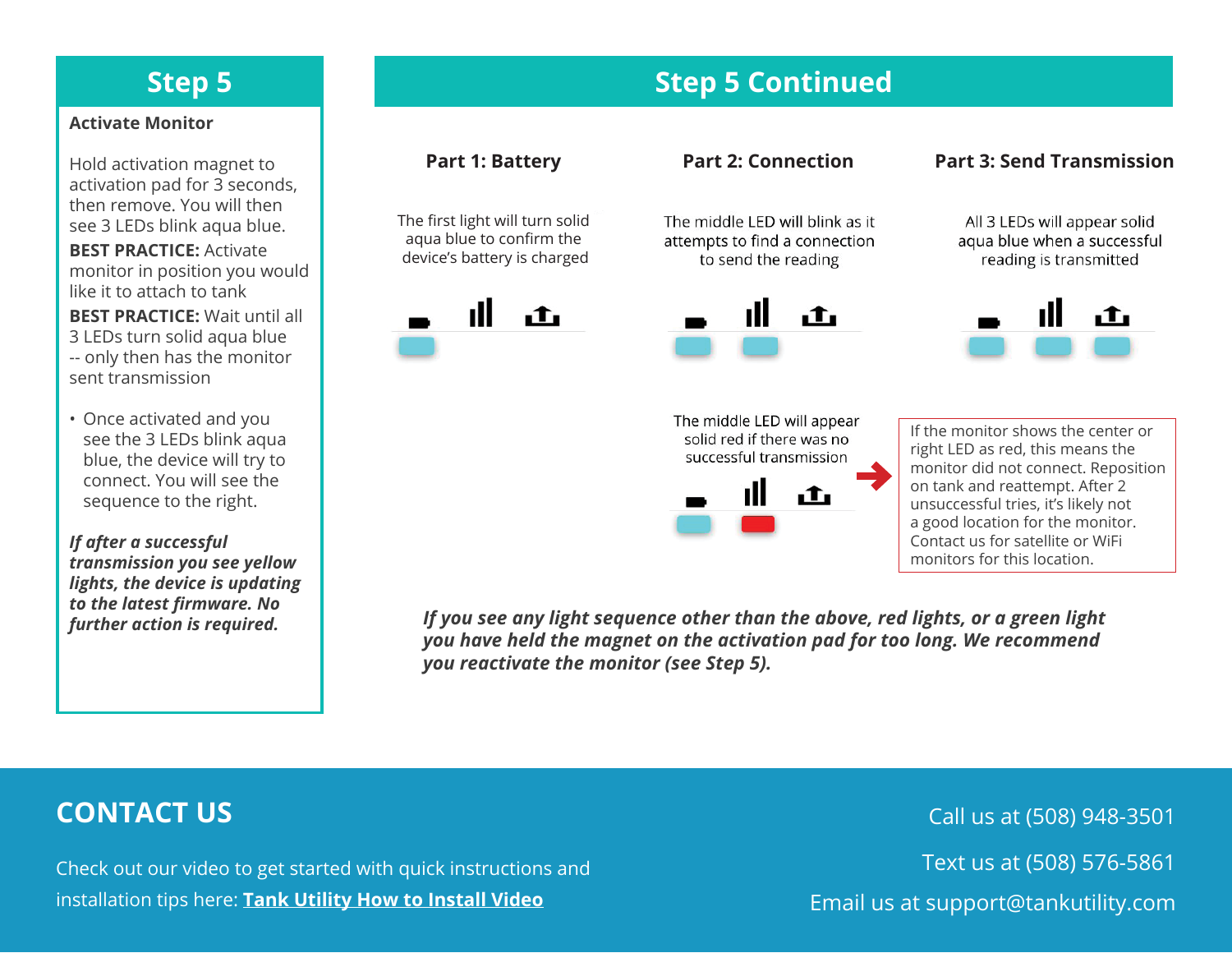## Step 5

**Activate Monitor**

Hold activation magnet to activation pad for 3 seconds, then remove. You will then see 3 LEDs blink aqua blue.

**BEST PRACTICE:** Activate monitor in position you would like it to attach to tank

**BEST PRACTICE:** Wait until all 3 LEDs turn solid aqua blue -- only then has the monitor sent transmission

- Once activated and you see the 3 LEDs blink aqua blue, the device will try to connect. You will see the sequence to the right.

***If after a successful transmission you see yellow lights, the device is updating to the latest firmware. No further action is required.***

## Step 5 Continued

### Part 1: Battery

The first light will turn solid aqua blue to confirm the device's battery is charged

### Part 2: Connection

The middle LED will blink as it attempts to find a connection to send the reading

The middle LED will appear solid red if there was no successful transmission

### Part 3: Send Transmission

All 3 LEDs will appear solid aqua blue when a successful reading is transmitted

If the monitor shows the center or right LED as red, this means the monitor did not connect. Reposition on tank and reattempt. After 2 unsuccessful tries, it's likely not a good location for the monitor. Contact us for satellite or WiFi monitors for this location.

***If you see any light sequence other than the above, red lights, or a green light you have held the magnet on the activation pad for too long. We recommend you reactivate the monitor (see Step 5).***

## CONTACT US

Check out our video to get started with quick instructions and installation tips here: **Tank Utility How to Install Video**

Call us at (508) 948-3501

Text us at (508) 576-5861

Email us at support@tankutility.com